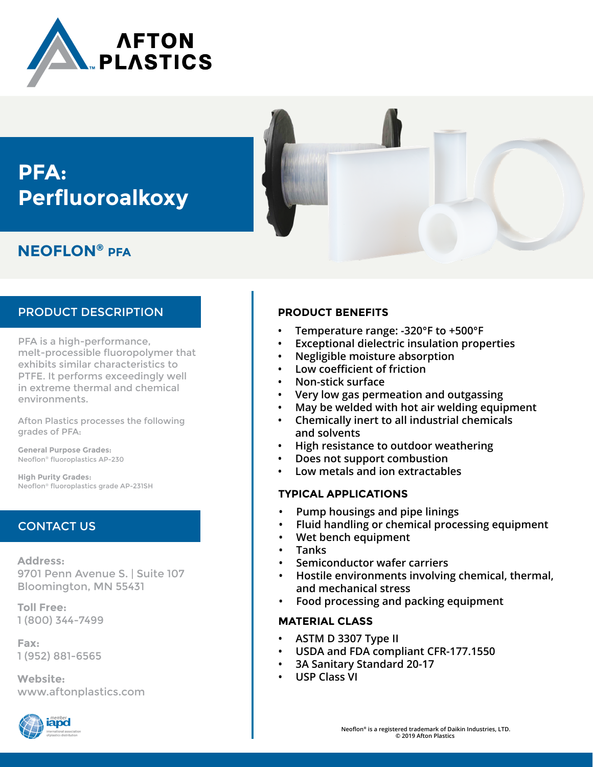AFTON PLASTICS

# PFA: Perfluoroalkoxy

## NEOFLON® PFA

## PRODUCT DESCRIPTION

PFA is a high-performance, melt-processible fluoropolymer that exhibits similar characteristics to PTFE. It performs exceedingly well in extreme thermal and chemical environments.

Afton Plastics processes the following grades of PFA:

**General Purpose Grades:**
Neoflon® fluoroplastics AP-230

**High Purity Grades:**
Neoflon® fluoroplastics grade AP-231SH

## CONTACT US

**Address:**
9701 Penn Avenue S. | Suite 107
Bloomington, MN 55431

**Toll Free:**
1 (800) 344-7499

**Fax:**
1 (952) 881-6565

**Website:**
www.aftonplastics.com

## PRODUCT BENEFITS

- Temperature range: -320°F to +500°F
- Exceptional dielectric insulation properties
- Negligible moisture absorption
- Low coefficient of friction
- Non-stick surface
- Very low gas permeation and outgassing
- May be welded with hot air welding equipment
- Chemically inert to all industrial chemicals and solvents
- High resistance to outdoor weathering
- Does not support combustion
- Low metals and ion extractables

## TYPICAL APPLICATIONS

- Pump housings and pipe linings
- Fluid handling or chemical processing equipment
- Wet bench equipment
- Tanks
- Semiconductor wafer carriers
- Hostile environments involving chemical, thermal, and mechanical stress
- Food processing and packing equipment

## MATERIAL CLASS

- ASTM D 3307 Type II
- USDA and FDA compliant CFR-177.1550
- 3A Sanitary Standard 20-17
- USP Class VI

Neoflon® is a registered trademark of Daikin Industries, LTD.
© 2019 Afton Plastics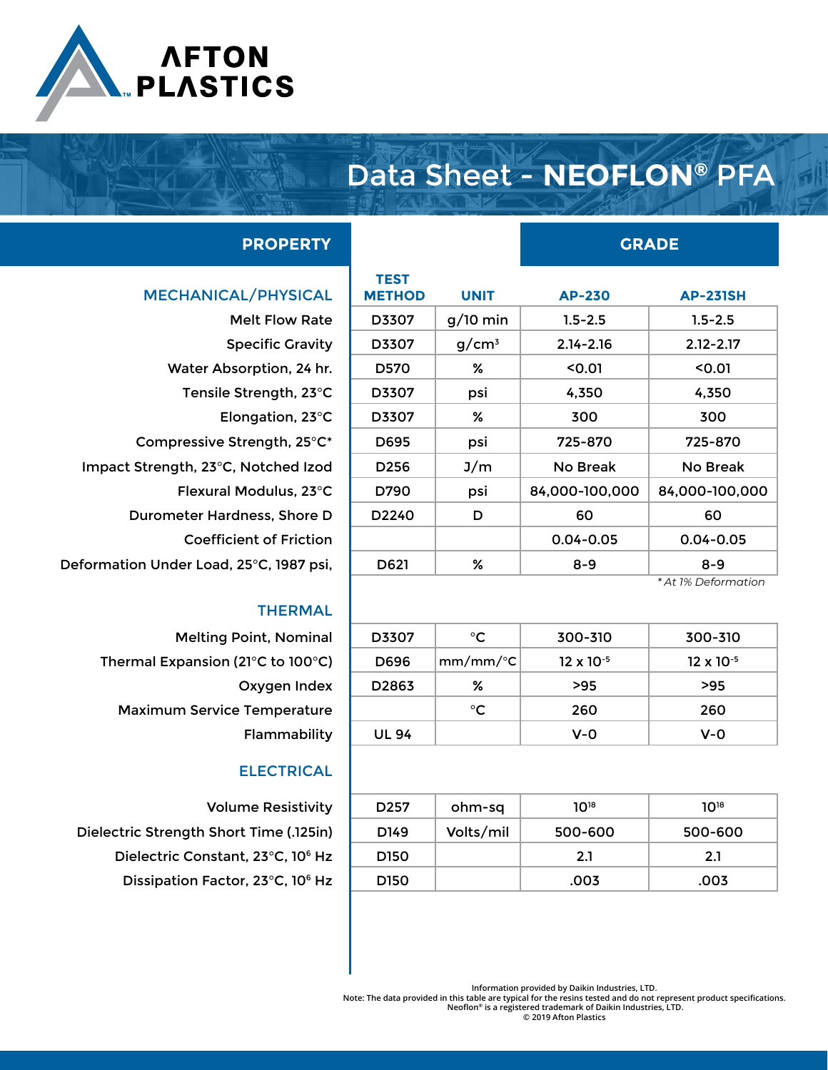# Data Sheet - NEOFLON® PFA

| PROPERTY | TEST METHOD | UNIT | AP-230 | AP-231SH |
|---|---|---|---|---|
| **MECHANICAL/PHYSICAL** | | | | |
| Melt Flow Rate | D3307 | g/10 min | 1.5-2.5 | 1.5-2.5 |
| Specific Gravity | D3307 | g/cm³ | 2.14-2.16 | 2.12-2.17 |
| Water Absorption, 24 hr. | D570 | % | <0.01 | <0.01 |
| Tensile Strength, 23°C | D3307 | psi | 4,350 | 4,350 |
| Elongation, 23°C | D3307 | % | 300 | 300 |
| Compressive Strength, 25°C* | D695 | psi | 725-870 | 725-870 |
| Impact Strength, 23°C, Notched Izod | D256 | J/m | No Break | No Break |
| Flexural Modulus, 23°C | D790 | psi | 84,000-100,000 | 84,000-100,000 |
| Durometer Hardness, Shore D | D2240 | D | 60 | 60 |
| Coefficient of Friction | | | 0.04-0.05 | 0.04-0.05 |
| Deformation Under Load, 25°C, 1987 psi, | D621 | % | 8-9 | 8-9 |
| **THERMAL** | | | | |
| Melting Point, Nominal | D3307 | °C | 300-310 | 300-310 |
| Thermal Expansion (21°C to 100°C) | D696 | mm/mm/°C | $12 \times 10^{-5}$ | $12 \times 10^{-5}$ |
| Oxygen Index | D2863 | % | >95 | >95 |
| Maximum Service Temperature | | °C | 260 | 260 |
| Flammability | UL 94 | | V-0 | V-0 |
| **ELECTRICAL** | | | | |
| Volume Resistivity | D257 | ohm-sq | $10^{18}$ | $10^{18}$ |
| Dielectric Strength Short Time (.125in) | D149 | Volts/mil | 500-600 | 500-600 |
| Dielectric Constant, 23°C, $10^6$ Hz | D150 | | 2.1 | 2.1 |
| Dissipation Factor, 23°C, $10^6$ Hz | D150 | | .003 | .003 |

*At 1% Deformation

Information provided by Daikin Industries, LTD.
Note: The data provided in this table are typical for the resins tested and do not represent product specifications.
Neoflon® is a registered trademark of Daikin Industries, LTD.
© 2019 Afton Plastics